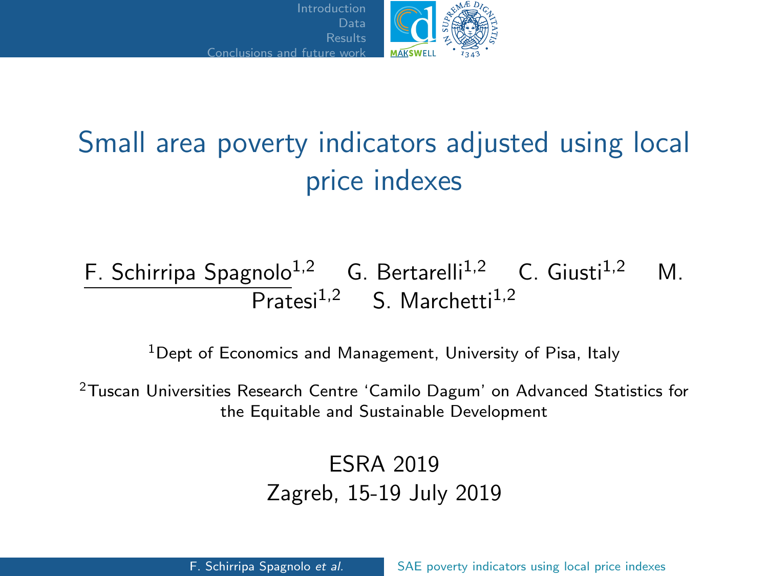# Small area poverty indicators adjusted using local price indexes

F. Schirripa Spagnolo[1,2] G. Bertarelli[1,2] C. Giusti[1,2] M. Pratesi[1,2] S. Marchetti[1,2]

[1]Dept of Economics and Management, University of Pisa, Italy

[2]Tuscan Universities Research Centre 'Camilo Dagum' on Advanced Statistics for the Equitable and Sustainable Development

ESRA 2019

Zagreb, 15-19 July 2019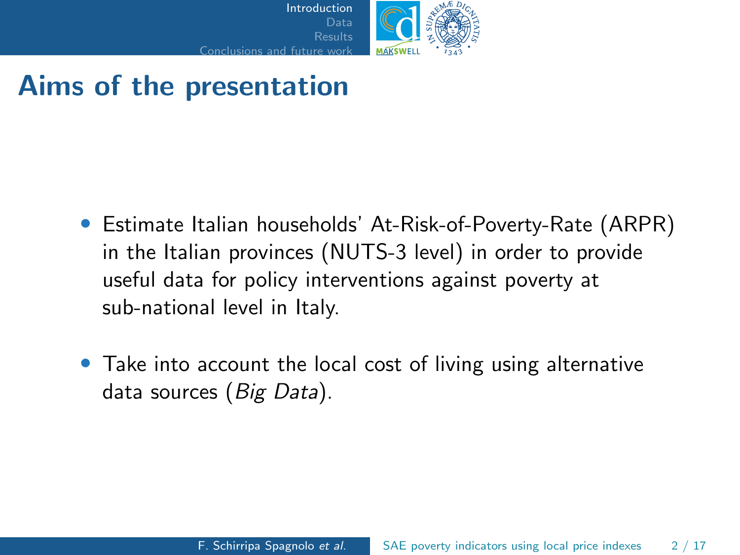# Aims of the presentation

- Estimate Italian households' At-Risk-of-Poverty-Rate (ARPR) in the Italian provinces (NUTS-3 level) in order to provide useful data for policy interventions against poverty at sub-national level in Italy.
- Take into account the local cost of living using alternative data sources (*Big Data*).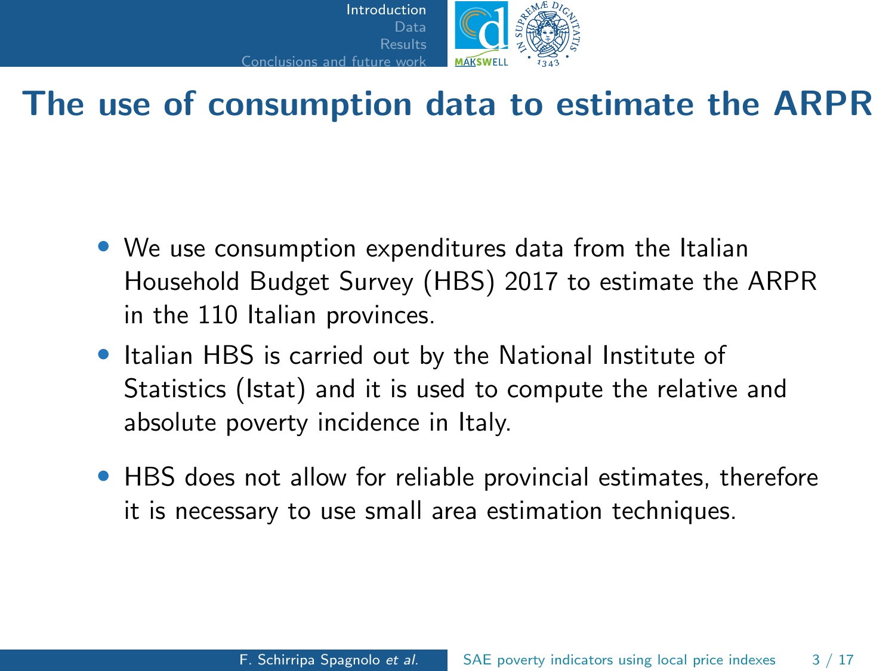# The use of consumption data to estimate the ARPR

- We use consumption expenditures data from the Italian Household Budget Survey (HBS) 2017 to estimate the ARPR in the 110 Italian provinces.
- Italian HBS is carried out by the National Institute of Statistics (Istat) and it is used to compute the relative and absolute poverty incidence in Italy.
- HBS does not allow for reliable provincial estimates, therefore it is necessary to use small area estimation techniques.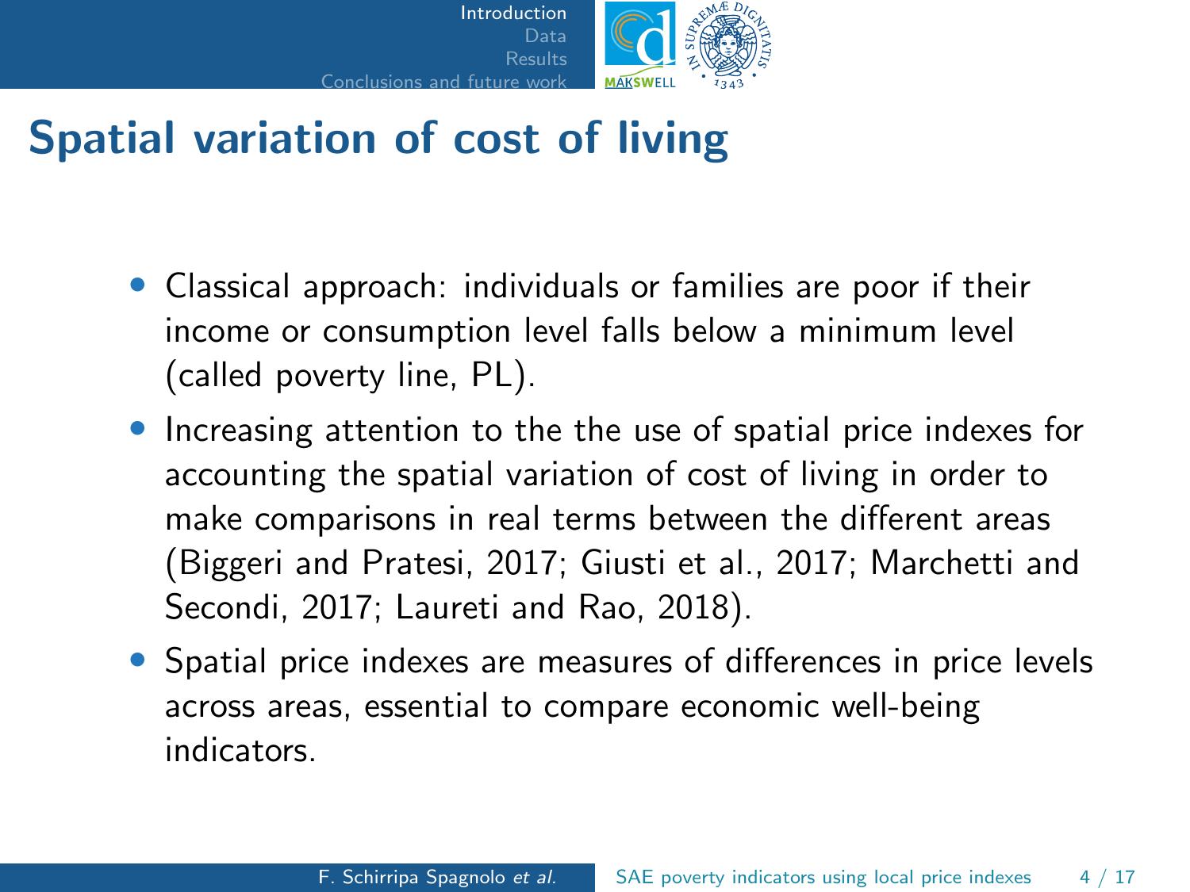# Spatial variation of cost of living

- Classical approach: individuals or families are poor if their income or consumption level falls below a minimum level (called poverty line, PL).
- Increasing attention to the the use of spatial price indexes for accounting the spatial variation of cost of living in order to make comparisons in real terms between the different areas (Biggeri and Pratesi, 2017; Giusti et al., 2017; Marchetti and Secondi, 2017; Laureti and Rao, 2018).
- Spatial price indexes are measures of differences in price levels across areas, essential to compare economic well-being indicators.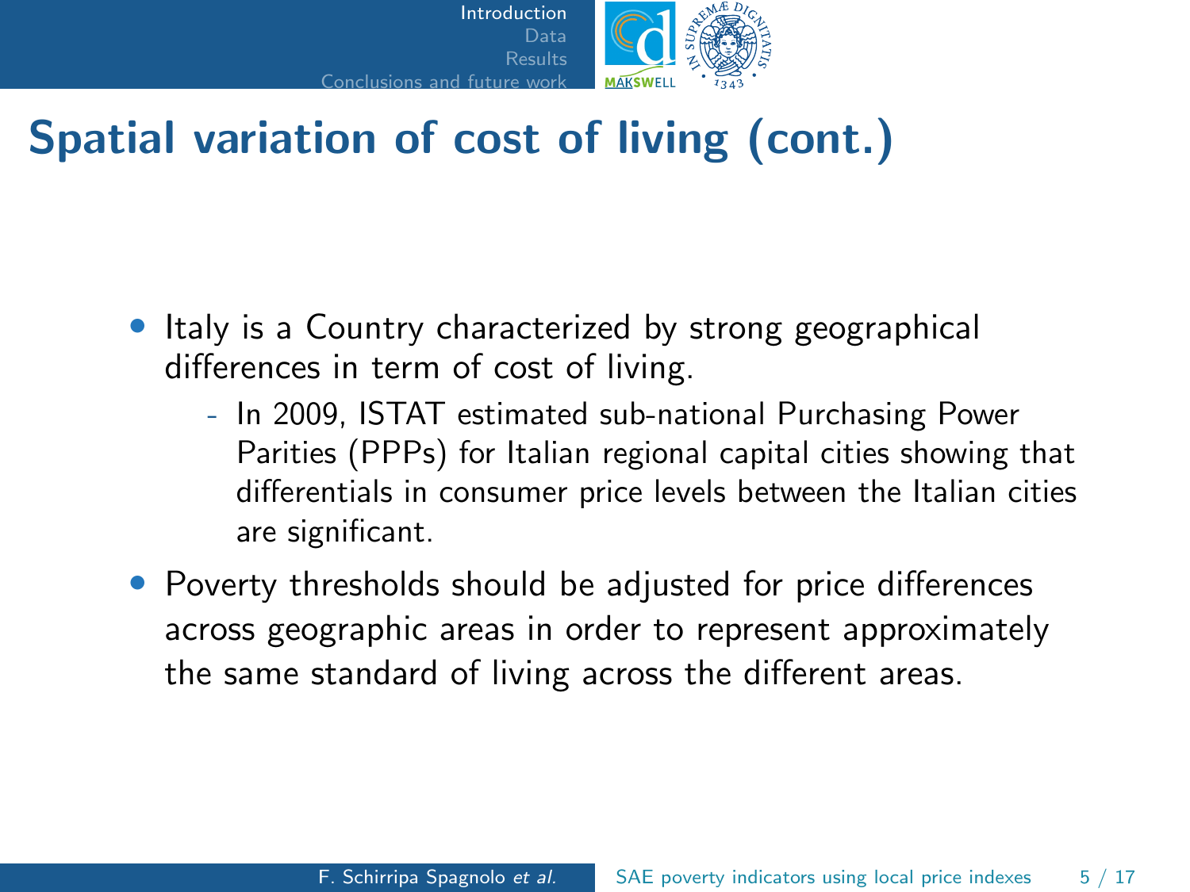# Spatial variation of cost of living (cont.)

- Italy is a Country characterized by strong geographical differences in term of cost of living.
  - In 2009, ISTAT estimated sub-national Purchasing Power Parities (PPPs) for Italian regional capital cities showing that differentials in consumer price levels between the Italian cities are significant.
- Poverty thresholds should be adjusted for price differences across geographic areas in order to represent approximately the same standard of living across the different areas.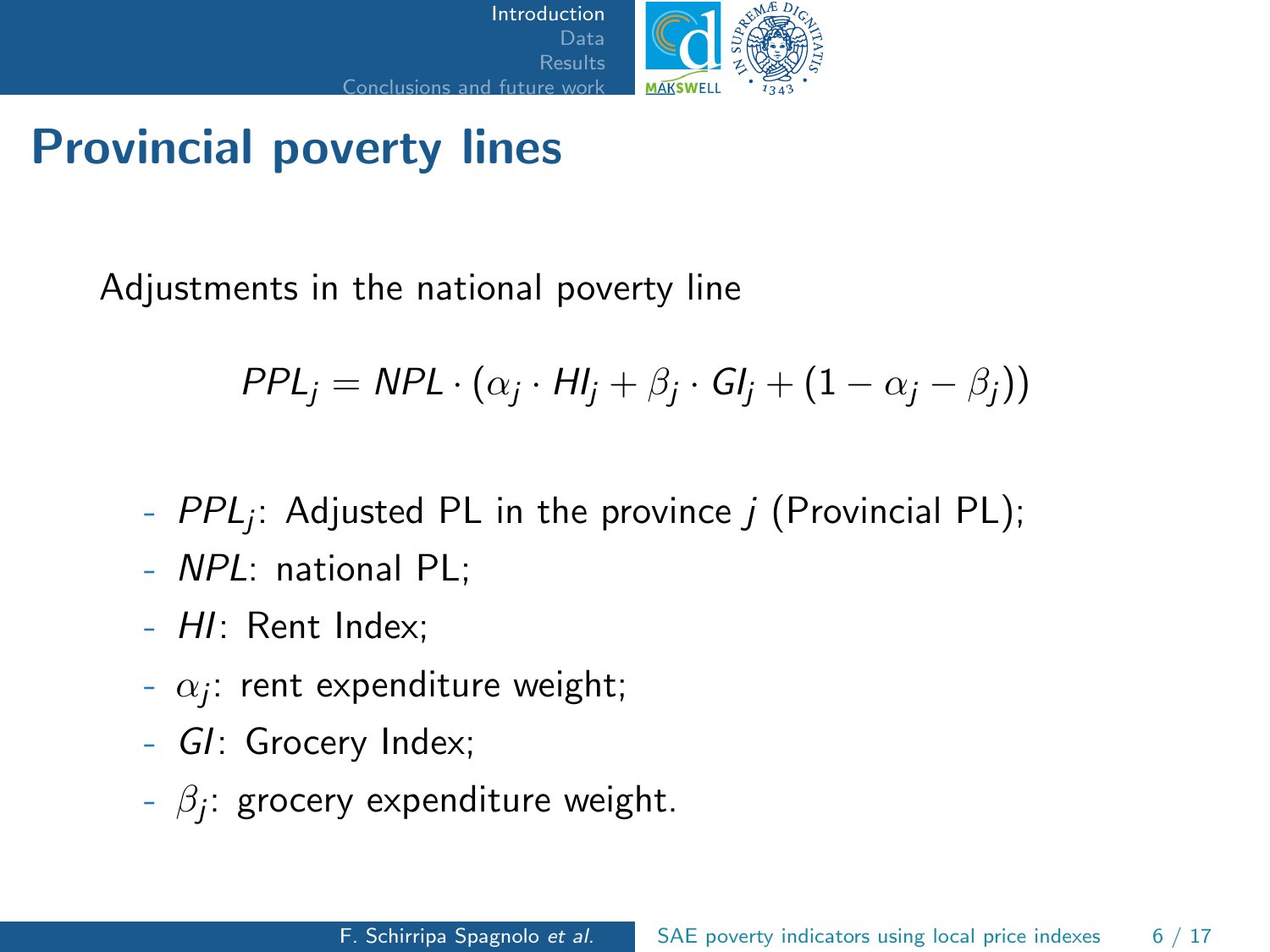# Provincial poverty lines

Adjustments in the national poverty line

$$PPL_j = NPL \cdot (\alpha_j \cdot HI_j + \beta_j \cdot GI_j + (1 - \alpha_j - \beta_j))$$

- $PPL_j$: Adjusted PL in the province $j$ (Provincial PL);
- $NPL$: national PL;
- $HI$: Rent Index;
- $\alpha_j$: rent expenditure weight;
- $GI$: Grocery Index;
- $\beta_j$: grocery expenditure weight.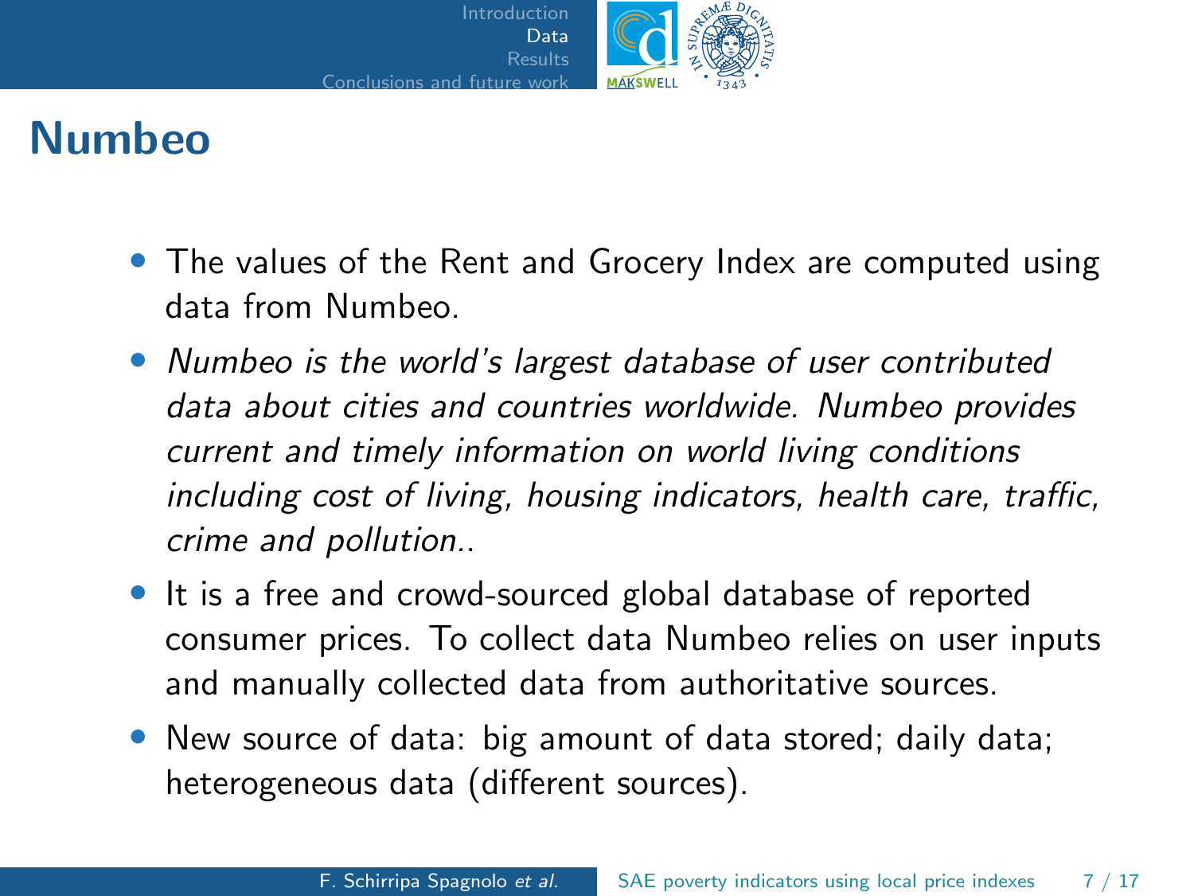# Numbeo

- The values of the Rent and Grocery Index are computed using data from Numbeo.
- *Numbeo is the world's largest database of user contributed data about cities and countries worldwide. Numbeo provides current and timely information on world living conditions including cost of living, housing indicators, health care, traffic, crime and pollution..*
- It is a free and crowd-sourced global database of reported consumer prices. To collect data Numbeo relies on user inputs and manually collected data from authoritative sources.
- New source of data: big amount of data stored; daily data; heterogeneous data (different sources).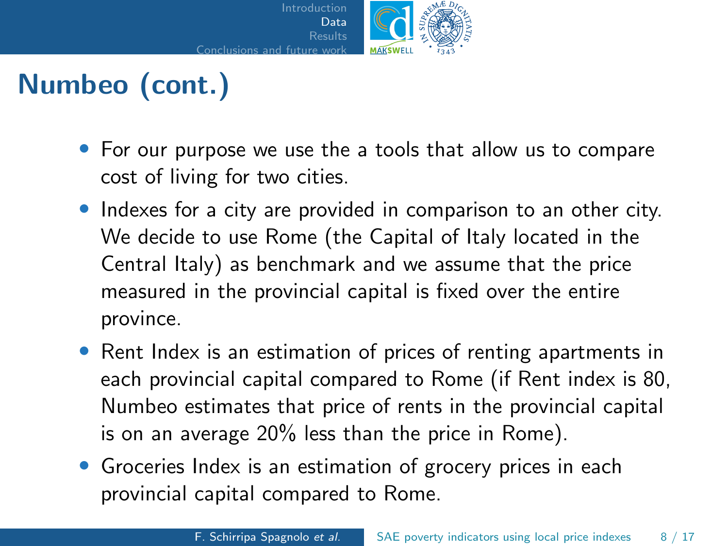# Numbeo (cont.)

- For our purpose we use the a tools that allow us to compare cost of living for two cities.
- Indexes for a city are provided in comparison to an other city. We decide to use Rome (the Capital of Italy located in the Central Italy) as benchmark and we assume that the price measured in the provincial capital is fixed over the entire province.
- Rent Index is an estimation of prices of renting apartments in each provincial capital compared to Rome (if Rent index is 80, Numbeo estimates that price of rents in the provincial capital is on an average 20% less than the price in Rome).
- Groceries Index is an estimation of grocery prices in each provincial capital compared to Rome.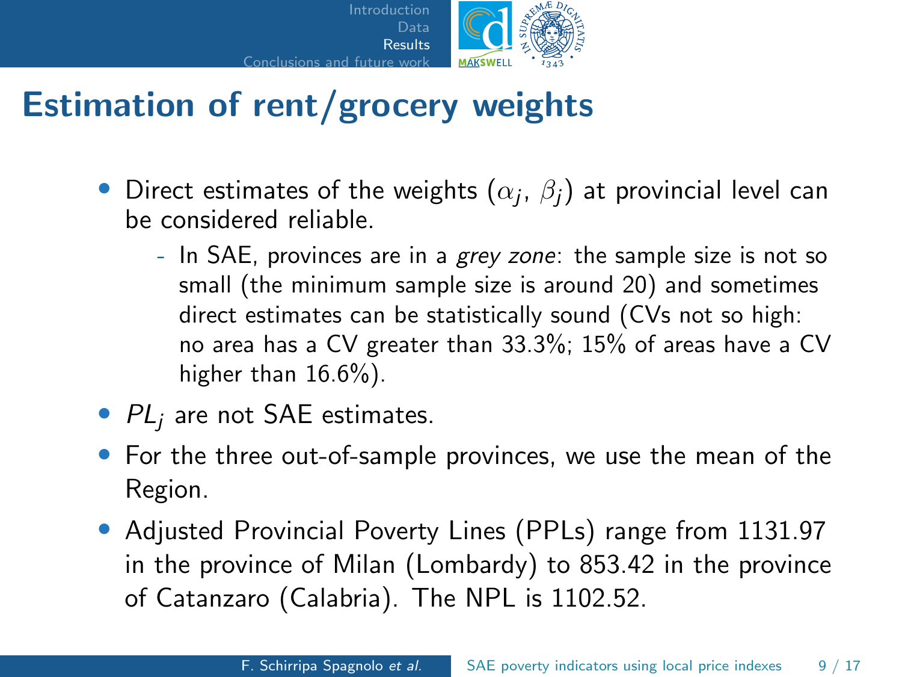## Estimation of rent/grocery weights

- Direct estimates of the weights ($\alpha_j$, $\beta_j$) at provincial level can be considered reliable.
  - In SAE, provinces are in a *grey zone*: the sample size is not so small (the minimum sample size is around 20) and sometimes direct estimates can be statistically sound (CVs not so high: no area has a CV greater than 33.3%; 15% of areas have a CV higher than 16.6%).
- $PL_j$ are not SAE estimates.
- For the three out-of-sample provinces, we use the mean of the Region.
- Adjusted Provincial Poverty Lines (PPLs) range from 1131.97 in the province of Milan (Lombardy) to 853.42 in the province of Catanzaro (Calabria). The NPL is 1102.52.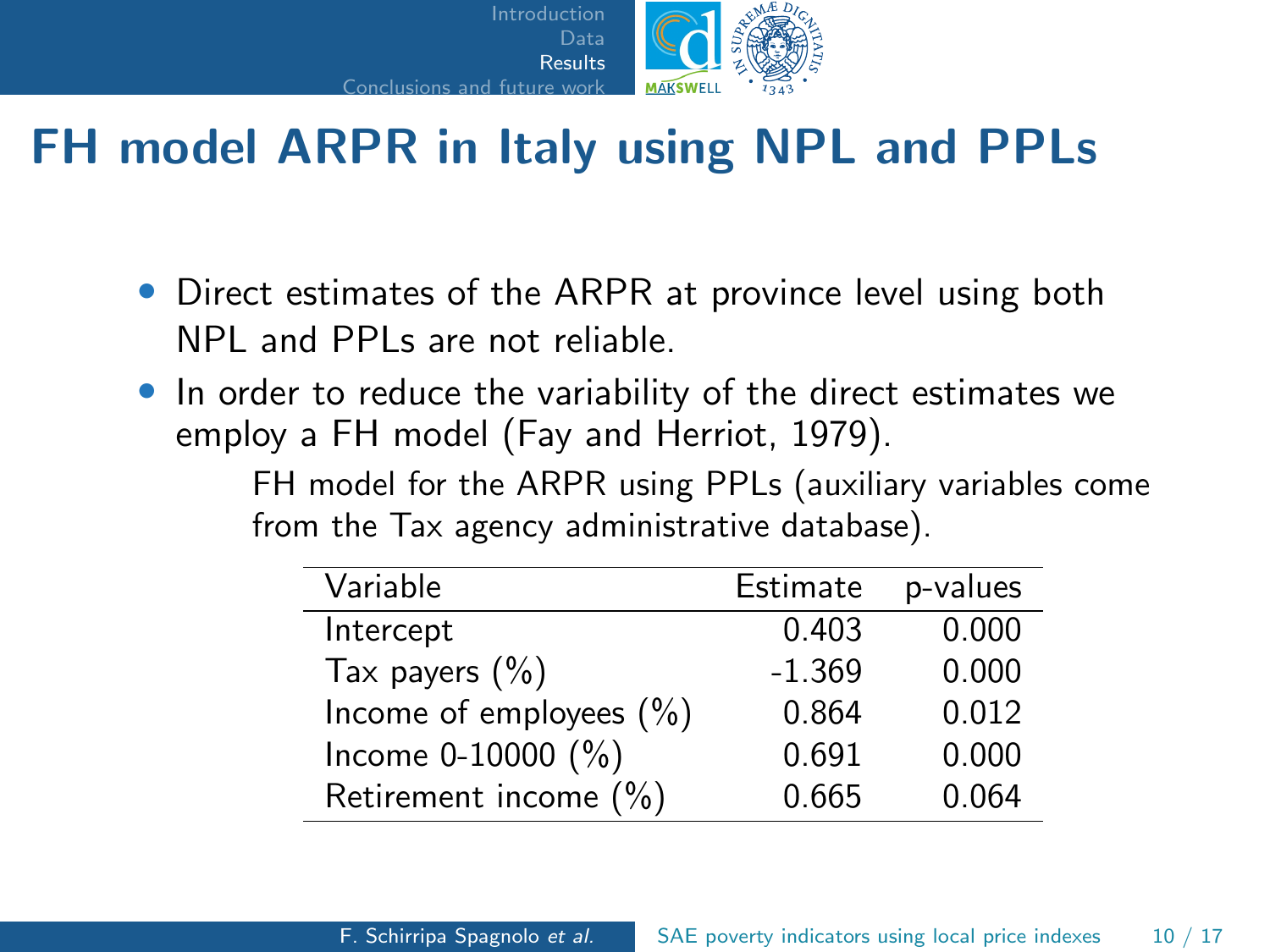# FH model ARPR in Italy using NPL and PPLs

- Direct estimates of the ARPR at province level using both NPL and PPLs are not reliable.
- In order to reduce the variability of the direct estimates we employ a FH model (Fay and Herriot, 1979).

FH model for the ARPR using PPLs (auxiliary variables come from the Tax agency administrative database).

| Variable | Estimate | p-values |
|---|---|---|
| Intercept | 0.403 | 0.000 |
| Tax payers (%) | -1.369 | 0.000 |
| Income of employees (%) | 0.864 | 0.012 |
| Income 0-10000 (%) | 0.691 | 0.000 |
| Retirement income (%) | 0.665 | 0.064 |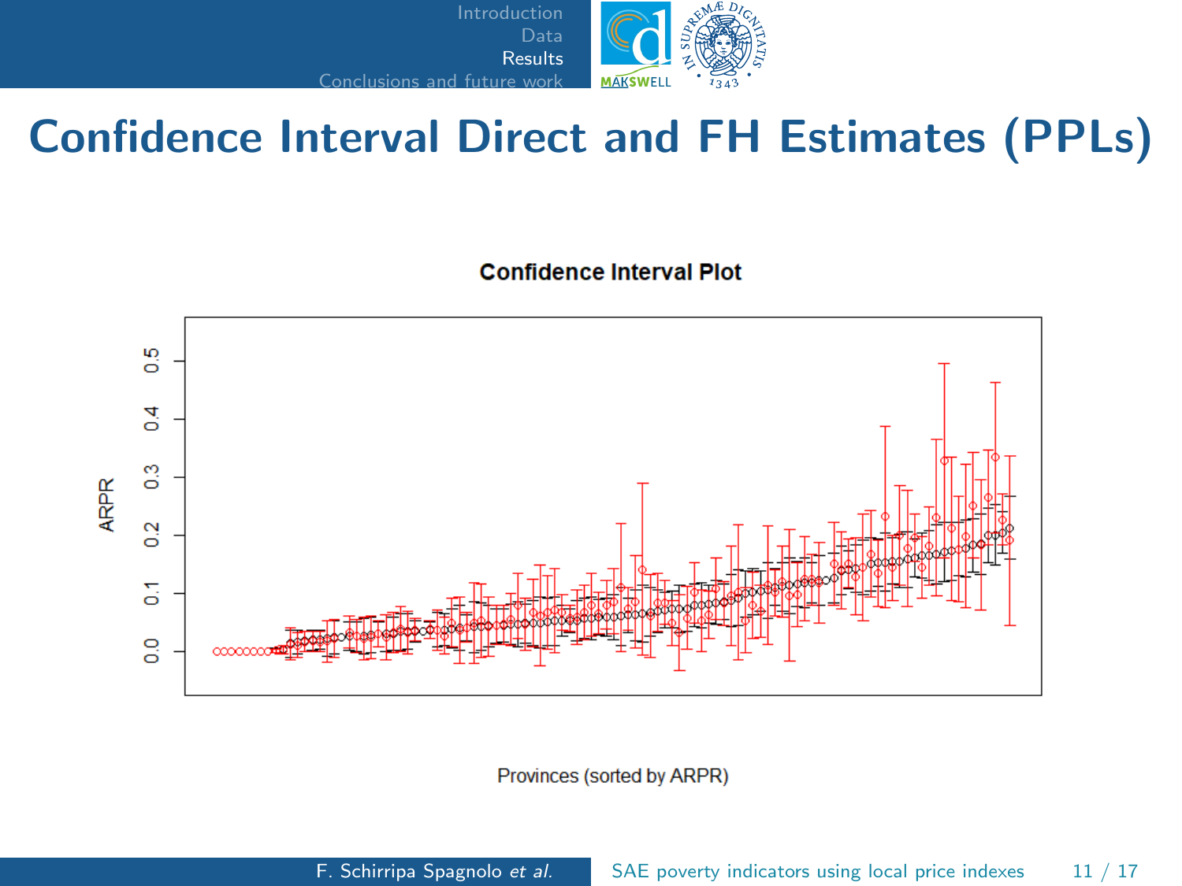# Confidence Interval Direct and FH Estimates (PPLs)

**Confidence Interval Plot**

ARPR

Provinces (sorted by ARPR)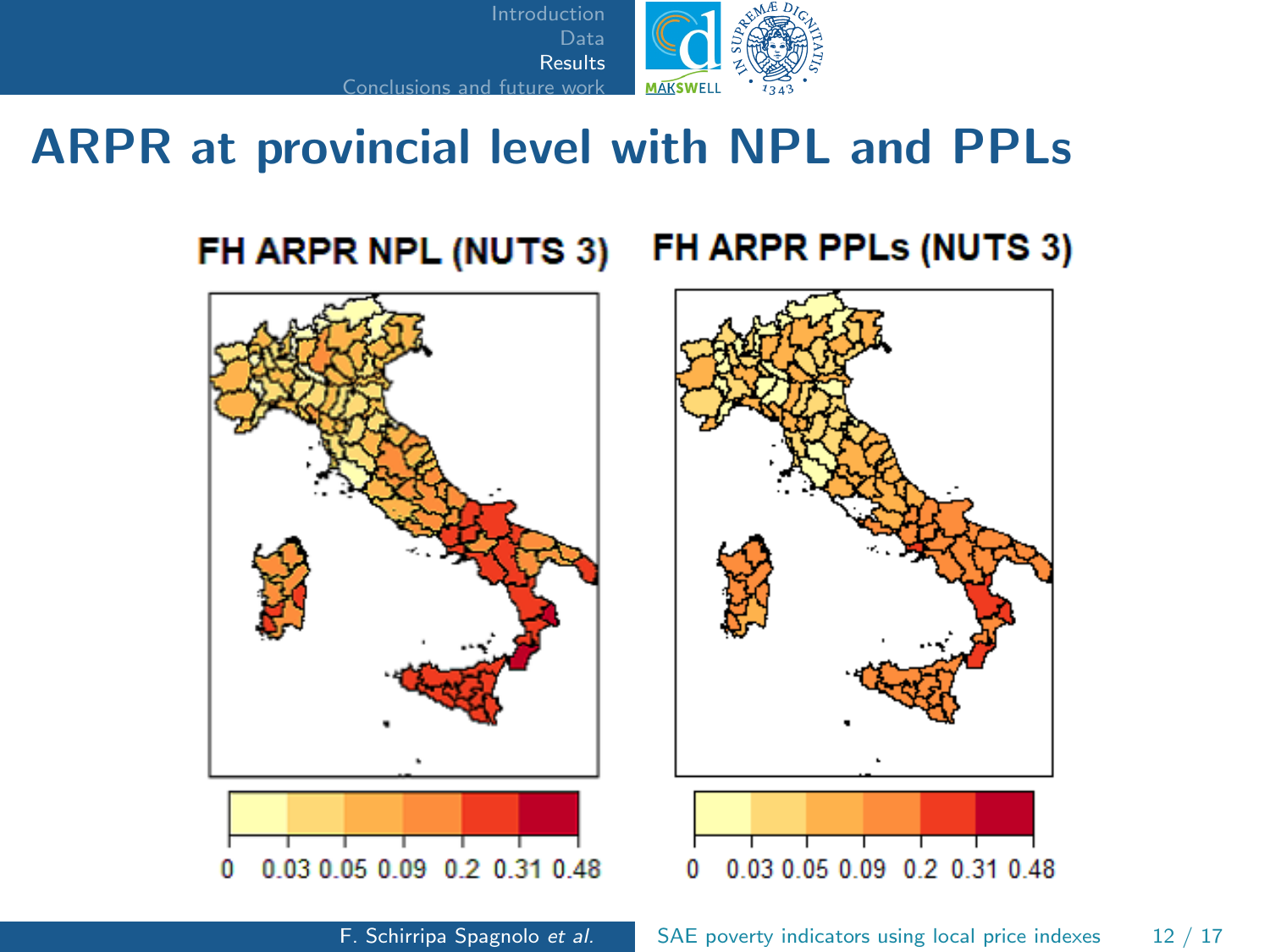# ARPR at provincial level with NPL and PPLs

FH ARPR NPL (NUTS 3)

FH ARPR PPLs (NUTS 3)

0 0.03 0.05 0.09 0.2 0.31 0.48

0 0.03 0.05 0.09 0.2 0.31 0.48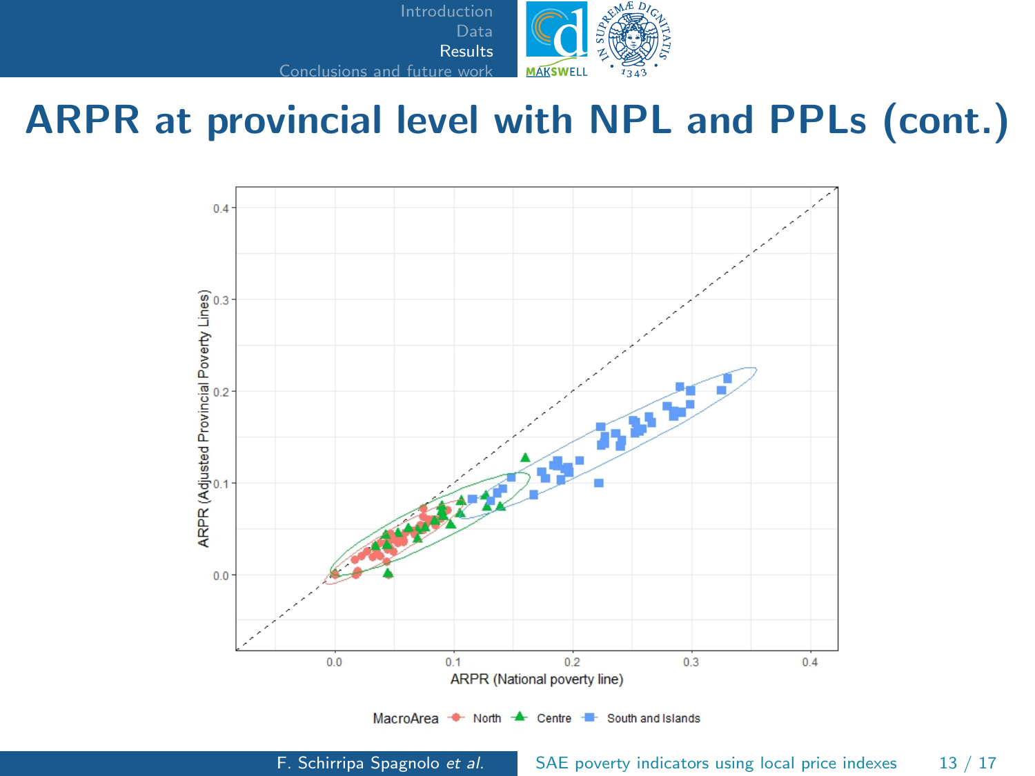# ARPR at provincial level with NPL and PPLs (cont.)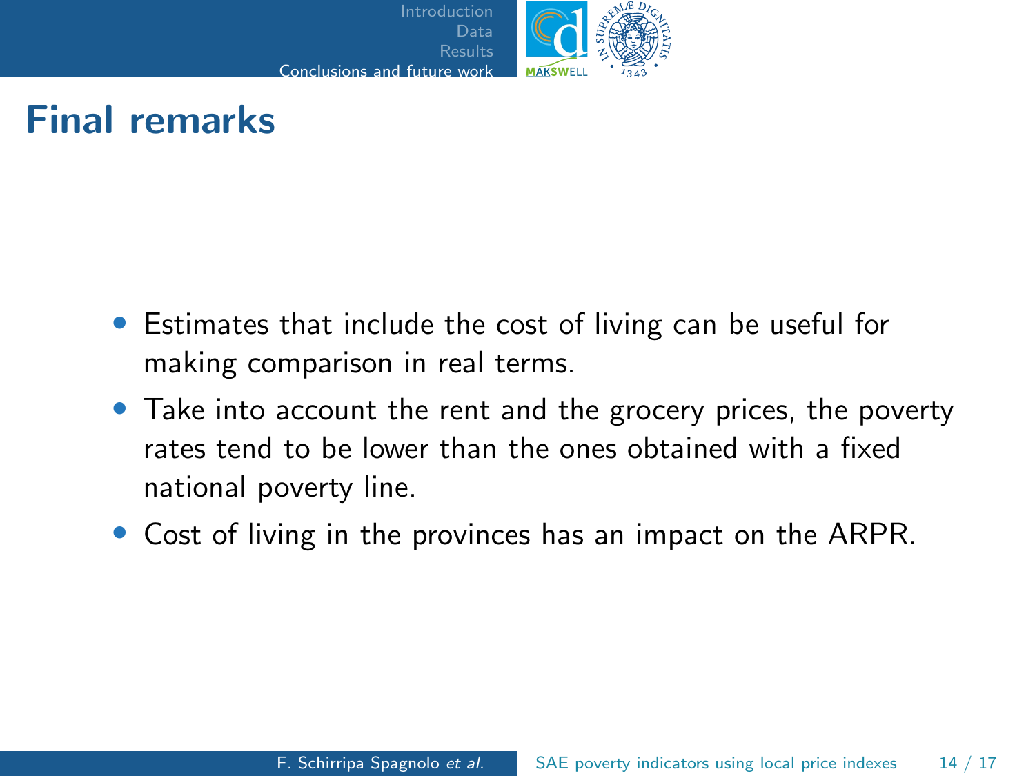# Final remarks

- Estimates that include the cost of living can be useful for making comparison in real terms.
- Take into account the rent and the grocery prices, the poverty rates tend to be lower than the ones obtained with a fixed national poverty line.
- Cost of living in the provinces has an impact on the ARPR.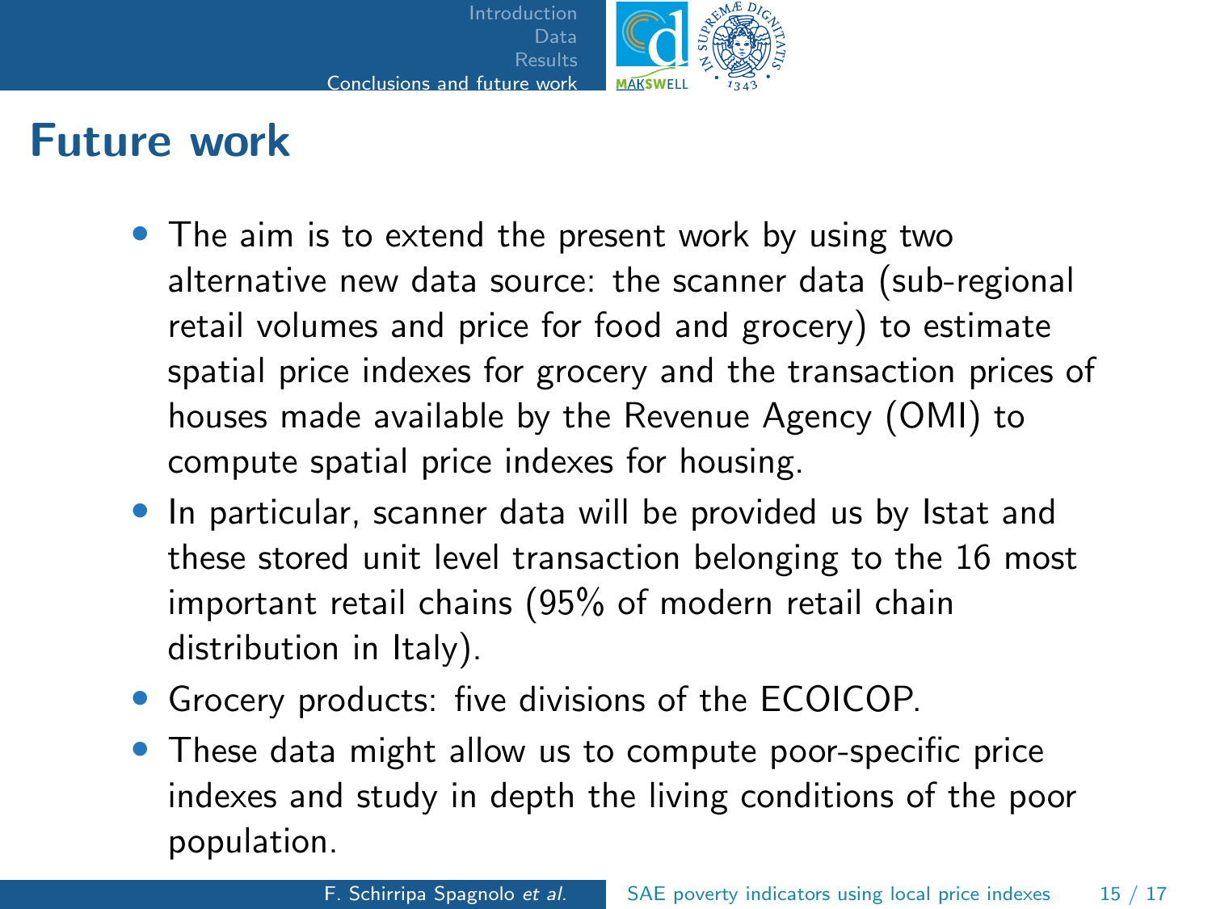# Future work

- The aim is to extend the present work by using two alternative new data source: the scanner data (sub-regional retail volumes and price for food and grocery) to estimate spatial price indexes for grocery and the transaction prices of houses made available by the Revenue Agency (OMI) to compute spatial price indexes for housing.
- In particular, scanner data will be provided us by Istat and these stored unit level transaction belonging to the 16 most important retail chains (95% of modern retail chain distribution in Italy).
- Grocery products: five divisions of the ECOICOP.
- These data might allow us to compute poor-specific price indexes and study in depth the living conditions of the poor population.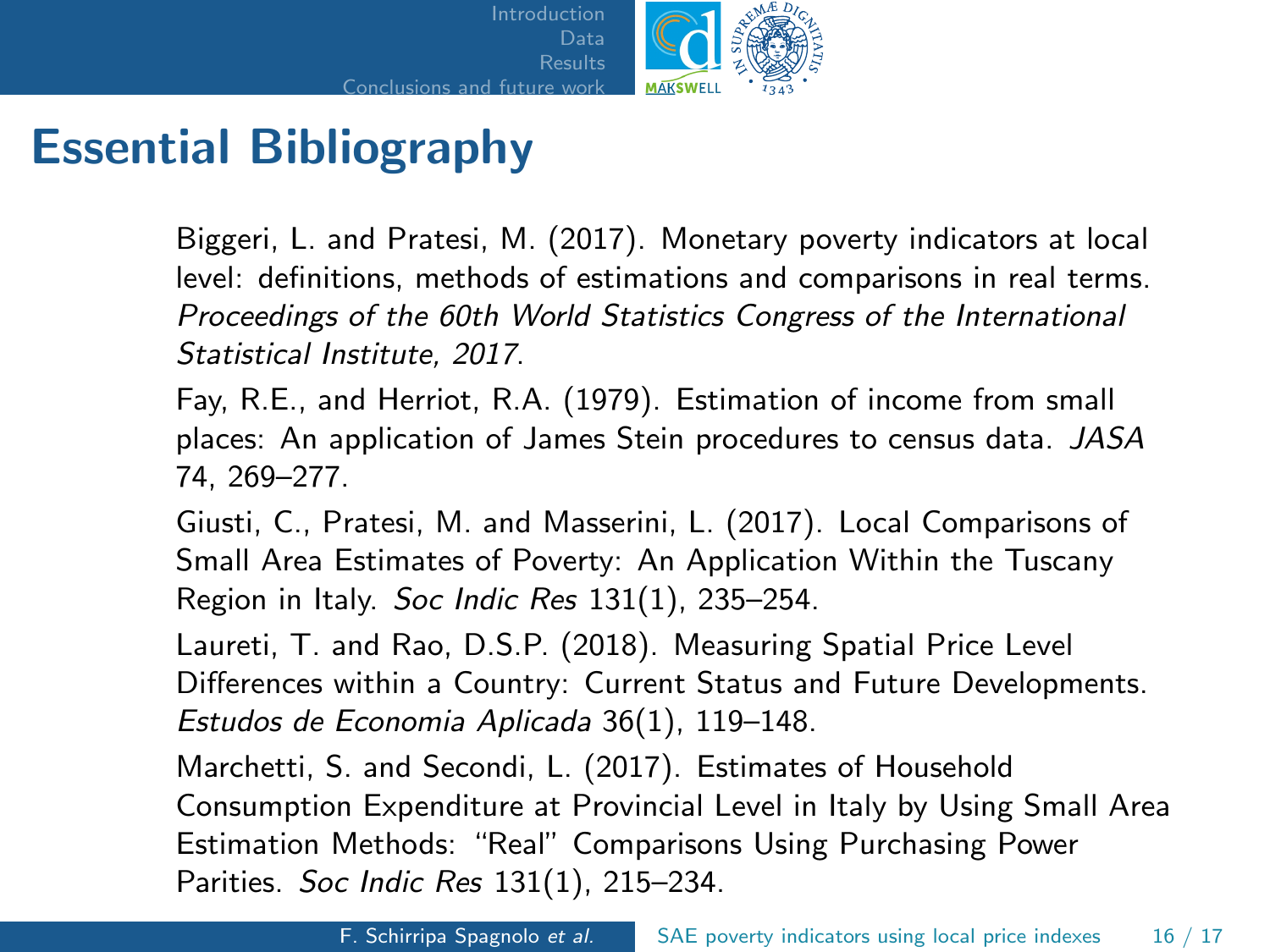# Essential Bibliography

Biggeri, L. and Pratesi, M. (2017). Monetary poverty indicators at local level: definitions, methods of estimations and comparisons in real terms. *Proceedings of the 60th World Statistics Congress of the International Statistical Institute, 2017.*

Fay, R.E., and Herriot, R.A. (1979). Estimation of income from small places: An application of James Stein procedures to census data. *JASA* 74, 269–277.

Giusti, C., Pratesi, M. and Masserini, L. (2017). Local Comparisons of Small Area Estimates of Poverty: An Application Within the Tuscany Region in Italy. *Soc Indic Res* 131(1), 235–254.

Laureti, T. and Rao, D.S.P. (2018). Measuring Spatial Price Level Differences within a Country: Current Status and Future Developments. *Estudos de Economia Aplicada* 36(1), 119–148.

Marchetti, S. and Secondi, L. (2017). Estimates of Household Consumption Expenditure at Provincial Level in Italy by Using Small Area Estimation Methods: "Real" Comparisons Using Purchasing Power Parities. *Soc Indic Res* 131(1), 215–234.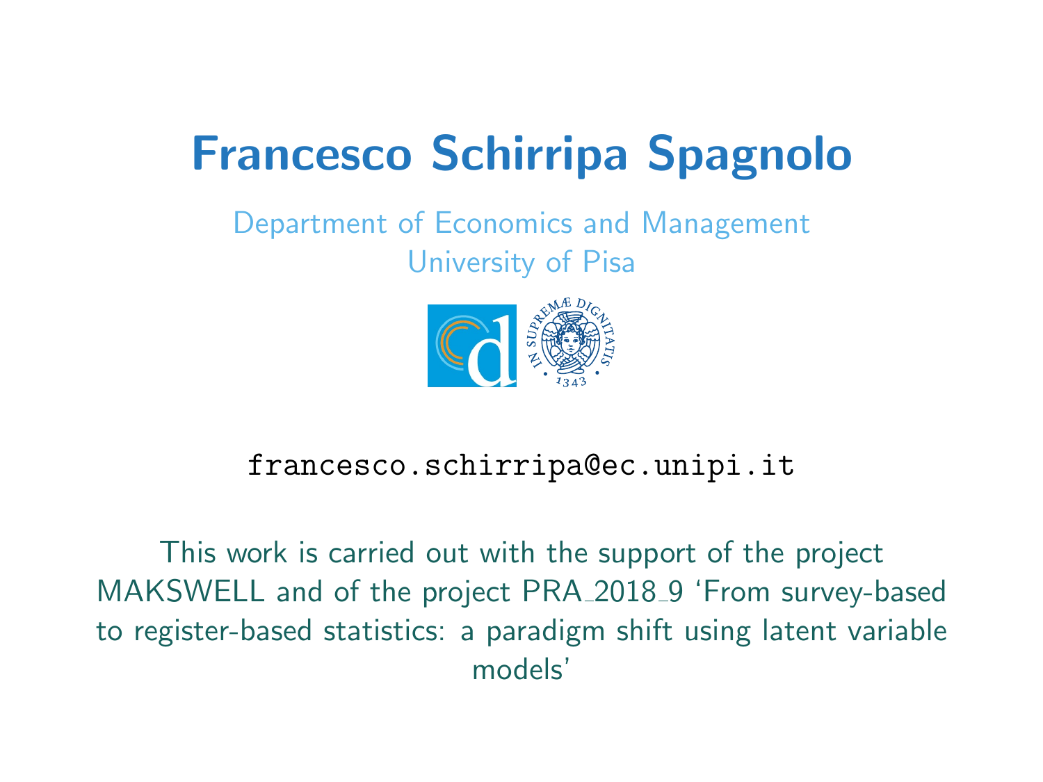# Francesco Schirripa Spagnolo

Department of Economics and Management
University of Pisa

```
francesco.schirripa@ec.unipi.it
```

This work is carried out with the support of the project MAKSWELL and of the project PRA_2018_9 'From survey-based to register-based statistics: a paradigm shift using latent variable models'